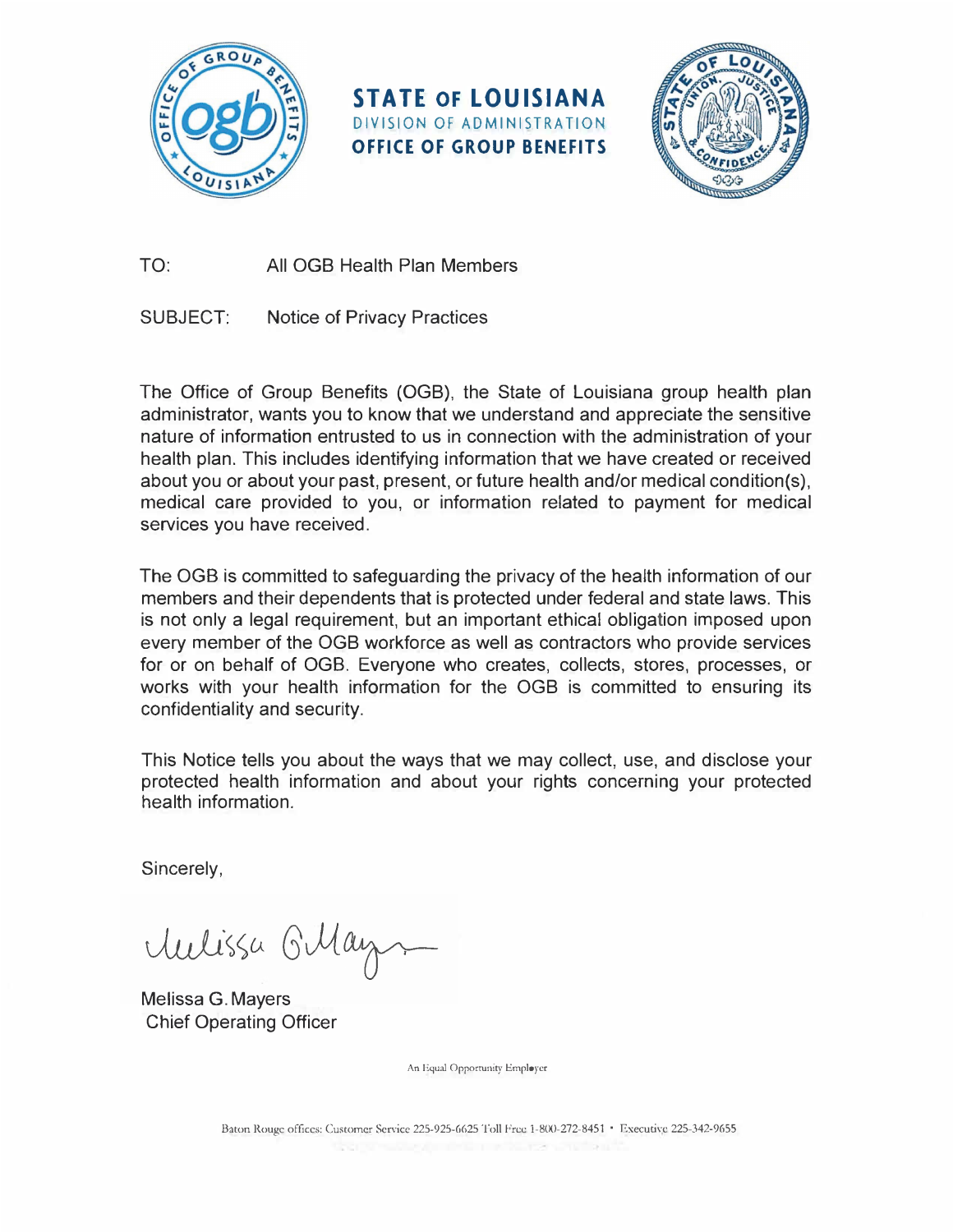**STATE OF LOUISIANA**
DIVISION OF ADMINISTRATION
**OFFICE OF GROUP BENEFITS**

TO: All OGB Health Plan Members

SUBJECT: Notice of Privacy Practices

The Office of Group Benefits (OGB), the State of Louisiana group health plan administrator, wants you to know that we understand and appreciate the sensitive nature of information entrusted to us in connection with the administration of your health plan. This includes identifying information that we have created or received about you or about your past, present, or future health and/or medical condition(s), medical care provided to you, or information related to payment for medical services you have received.

The OGB is committed to safeguarding the privacy of the health information of our members and their dependents that is protected under federal and state laws. This is not only a legal requirement, but an important ethical obligation imposed upon every member of the OGB workforce as well as contractors who provide services for or on behalf of OGB. Everyone who creates, collects, stores, processes, or works with your health information for the OGB is committed to ensuring its confidentiality and security.

This Notice tells you about the ways that we may collect, use, and disclose your protected health information and about your rights concerning your protected health information.

Sincerely,

Melissa G. Mayers
Chief Operating Officer

An Equal Opportunity Employer

Baton Rouge offices: Customer Service 225-925-6625 Toll Free 1-800-272-8451 • Executive 225-342-9655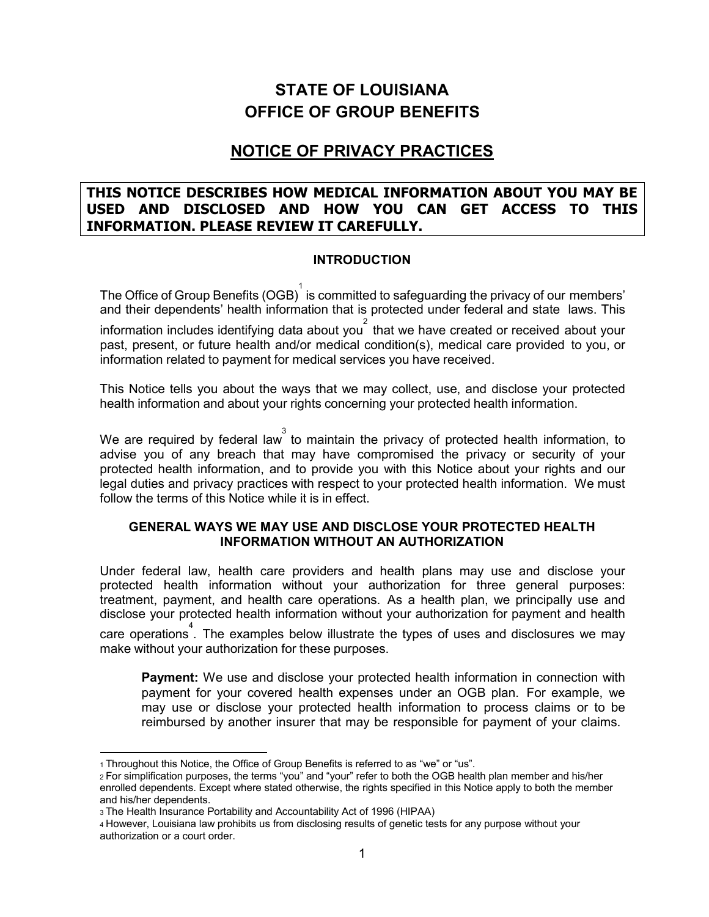# STATE OF LOUISIANA
# OFFICE OF GROUP BENEFITS

## NOTICE OF PRIVACY PRACTICES

**THIS NOTICE DESCRIBES HOW MEDICAL INFORMATION ABOUT YOU MAY BE USED AND DISCLOSED AND HOW YOU CAN GET ACCESS TO THIS INFORMATION. PLEASE REVIEW IT CAREFULLY.**

### INTRODUCTION

The Office of Group Benefits (OGB)[1] is committed to safeguarding the privacy of our members' and their dependents' health information that is protected under federal and state laws. This information includes identifying data about you[2] that we have created or received about your past, present, or future health and/or medical condition(s), medical care provided to you, or information related to payment for medical services you have received.

This Notice tells you about the ways that we may collect, use, and disclose your protected health information and about your rights concerning your protected health information.

We are required by federal law[3] to maintain the privacy of protected health information, to advise you of any breach that may have compromised the privacy or security of your protected health information, and to provide you with this Notice about your rights and our legal duties and privacy practices with respect to your protected health information. We must follow the terms of this Notice while it is in effect.

### GENERAL WAYS WE MAY USE AND DISCLOSE YOUR PROTECTED HEALTH INFORMATION WITHOUT AN AUTHORIZATION

Under federal law, health care providers and health plans may use and disclose your protected health information without your authorization for three general purposes: treatment, payment, and health care operations. As a health plan, we principally use and disclose your protected health information without your authorization for payment and health care operations[4]. The examples below illustrate the types of uses and disclosures we may make without your authorization for these purposes.

**Payment:** We use and disclose your protected health information in connection with payment for your covered health expenses under an OGB plan. For example, we may use or disclose your protected health information to process claims or to be reimbursed by another insurer that may be responsible for payment of your claims.

---

[1] Throughout this Notice, the Office of Group Benefits is referred to as "we" or "us".

[2] For simplification purposes, the terms "you" and "your" refer to both the OGB health plan member and his/her enrolled dependents. Except where stated otherwise, the rights specified in this Notice apply to both the member and his/her dependents.

[3] The Health Insurance Portability and Accountability Act of 1996 (HIPAA)

[4] However, Louisiana law prohibits us from disclosing results of genetic tests for any purpose without your authorization or a court order.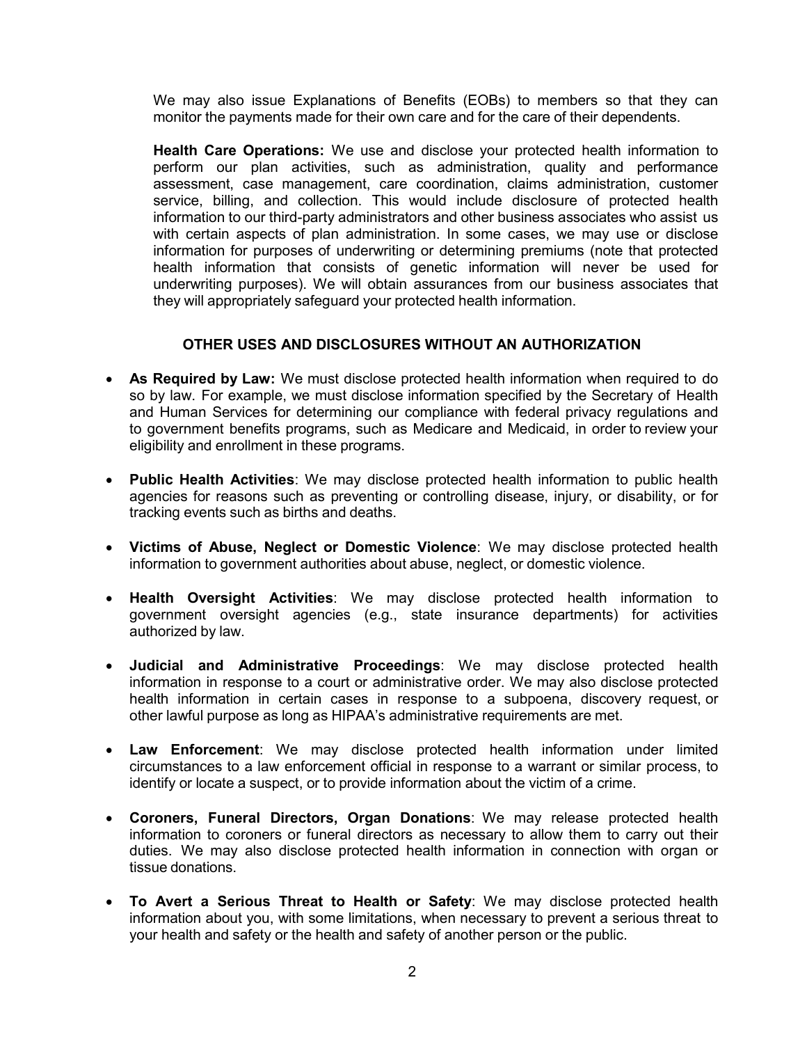We may also issue Explanations of Benefits (EOBs) to members so that they can monitor the payments made for their own care and for the care of their dependents.

**Health Care Operations:** We use and disclose your protected health information to perform our plan activities, such as administration, quality and performance assessment, case management, care coordination, claims administration, customer service, billing, and collection. This would include disclosure of protected health information to our third-party administrators and other business associates who assist us with certain aspects of plan administration. In some cases, we may use or disclose information for purposes of underwriting or determining premiums (note that protected health information that consists of genetic information will never be used for underwriting purposes). We will obtain assurances from our business associates that they will appropriately safeguard your protected health information.

## OTHER USES AND DISCLOSURES WITHOUT AN AUTHORIZATION

- **As Required by Law:** We must disclose protected health information when required to do so by law. For example, we must disclose information specified by the Secretary of Health and Human Services for determining our compliance with federal privacy regulations and to government benefits programs, such as Medicare and Medicaid, in order to review your eligibility and enrollment in these programs.
- **Public Health Activities**: We may disclose protected health information to public health agencies for reasons such as preventing or controlling disease, injury, or disability, or for tracking events such as births and deaths.
- **Victims of Abuse, Neglect or Domestic Violence**: We may disclose protected health information to government authorities about abuse, neglect, or domestic violence.
- **Health Oversight Activities**: We may disclose protected health information to government oversight agencies (e.g., state insurance departments) for activities authorized by law.
- **Judicial and Administrative Proceedings**: We may disclose protected health information in response to a court or administrative order. We may also disclose protected health information in certain cases in response to a subpoena, discovery request, or other lawful purpose as long as HIPAA's administrative requirements are met.
- **Law Enforcement**: We may disclose protected health information under limited circumstances to a law enforcement official in response to a warrant or similar process, to identify or locate a suspect, or to provide information about the victim of a crime.
- **Coroners, Funeral Directors, Organ Donations**: We may release protected health information to coroners or funeral directors as necessary to allow them to carry out their duties. We may also disclose protected health information in connection with organ or tissue donations.
- **To Avert a Serious Threat to Health or Safety**: We may disclose protected health information about you, with some limitations, when necessary to prevent a serious threat to your health and safety or the health and safety of another person or the public.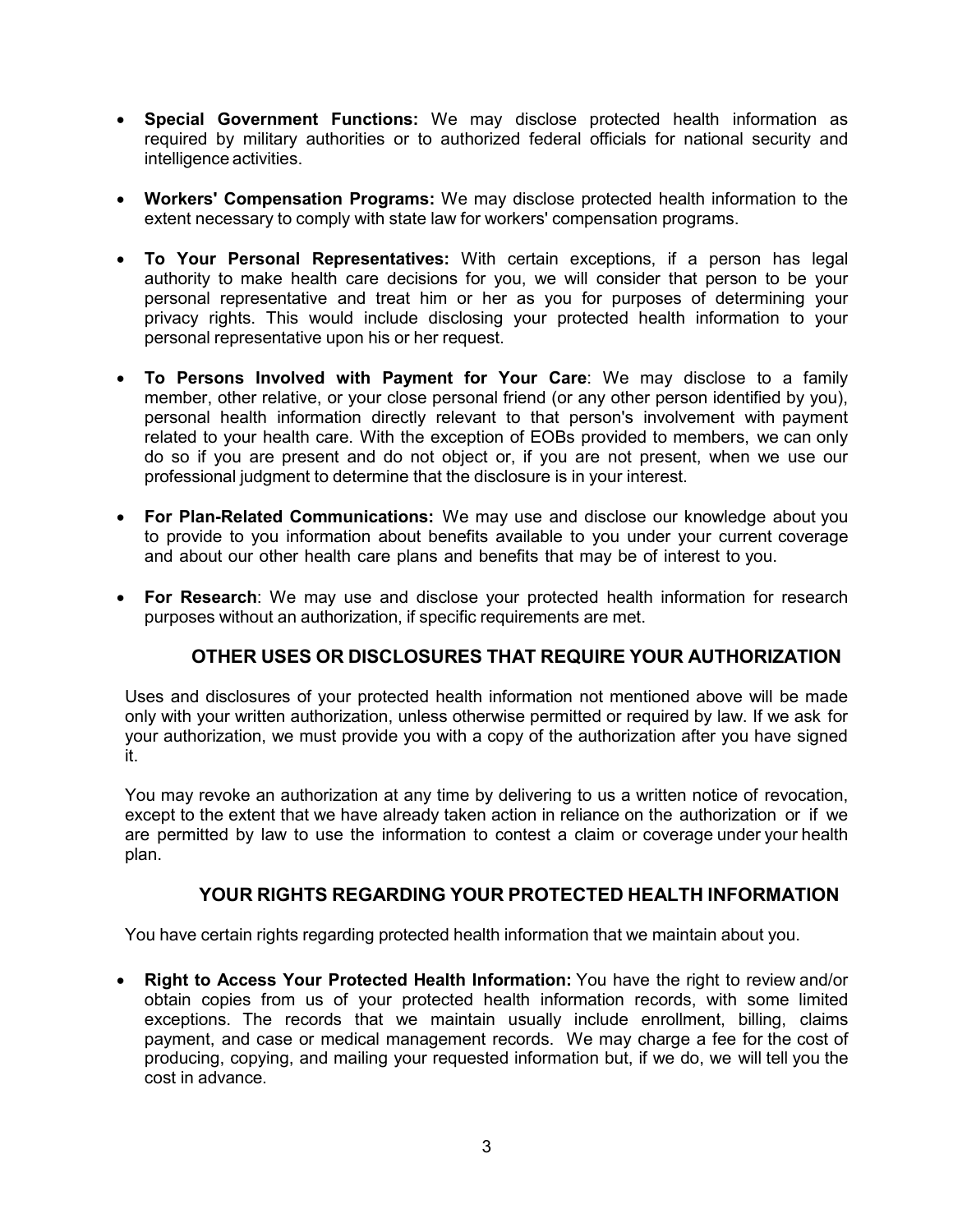- **Special Government Functions:** We may disclose protected health information as required by military authorities or to authorized federal officials for national security and intelligence activities.

- **Workers' Compensation Programs:** We may disclose protected health information to the extent necessary to comply with state law for workers' compensation programs.

- **To Your Personal Representatives:** With certain exceptions, if a person has legal authority to make health care decisions for you, we will consider that person to be your personal representative and treat him or her as you for purposes of determining your privacy rights. This would include disclosing your protected health information to your personal representative upon his or her request.

- **To Persons Involved with Payment for Your Care**: We may disclose to a family member, other relative, or your close personal friend (or any other person identified by you), personal health information directly relevant to that person's involvement with payment related to your health care. With the exception of EOBs provided to members, we can only do so if you are present and do not object or, if you are not present, when we use our professional judgment to determine that the disclosure is in your interest.

- **For Plan-Related Communications:** We may use and disclose our knowledge about you to provide to you information about benefits available to you under your current coverage and about our other health care plans and benefits that may be of interest to you.

- **For Research**: We may use and disclose your protected health information for research purposes without an authorization, if specific requirements are met.

## OTHER USES OR DISCLOSURES THAT REQUIRE YOUR AUTHORIZATION

Uses and disclosures of your protected health information not mentioned above will be made only with your written authorization, unless otherwise permitted or required by law. If we ask for your authorization, we must provide you with a copy of the authorization after you have signed it.

You may revoke an authorization at any time by delivering to us a written notice of revocation, except to the extent that we have already taken action in reliance on the authorization or if we are permitted by law to use the information to contest a claim or coverage under your health plan.

## YOUR RIGHTS REGARDING YOUR PROTECTED HEALTH INFORMATION

You have certain rights regarding protected health information that we maintain about you.

- **Right to Access Your Protected Health Information:** You have the right to review and/or obtain copies from us of your protected health information records, with some limited exceptions. The records that we maintain usually include enrollment, billing, claims payment, and case or medical management records. We may charge a fee for the cost of producing, copying, and mailing your requested information but, if we do, we will tell you the cost in advance.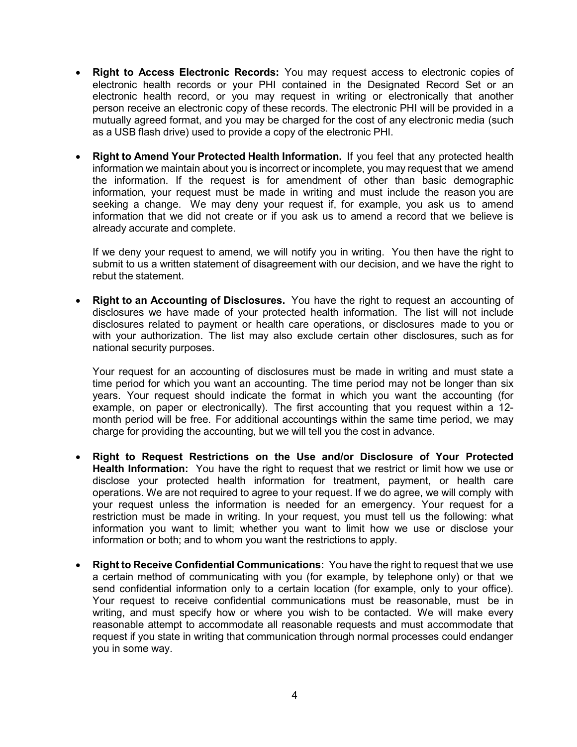- **Right to Access Electronic Records:** You may request access to electronic copies of electronic health records or your PHI contained in the Designated Record Set or an electronic health record, or you may request in writing or electronically that another person receive an electronic copy of these records. The electronic PHI will be provided in a mutually agreed format, and you may be charged for the cost of any electronic media (such as a USB flash drive) used to provide a copy of the electronic PHI.

- **Right to Amend Your Protected Health Information.** If you feel that any protected health information we maintain about you is incorrect or incomplete, you may request that we amend the information. If the request is for amendment of other than basic demographic information, your request must be made in writing and must include the reason you are seeking a change. We may deny your request if, for example, you ask us to amend information that we did not create or if you ask us to amend a record that we believe is already accurate and complete.

  If we deny your request to amend, we will notify you in writing. You then have the right to submit to us a written statement of disagreement with our decision, and we have the right to rebut the statement.

- **Right to an Accounting of Disclosures.** You have the right to request an accounting of disclosures we have made of your protected health information. The list will not include disclosures related to payment or health care operations, or disclosures made to you or with your authorization. The list may also exclude certain other disclosures, such as for national security purposes.

  Your request for an accounting of disclosures must be made in writing and must state a time period for which you want an accounting. The time period may not be longer than six years. Your request should indicate the format in which you want the accounting (for example, on paper or electronically). The first accounting that you request within a 12-month period will be free. For additional accountings within the same time period, we may charge for providing the accounting, but we will tell you the cost in advance.

- **Right to Request Restrictions on the Use and/or Disclosure of Your Protected Health Information:** You have the right to request that we restrict or limit how we use or disclose your protected health information for treatment, payment, or health care operations. We are not required to agree to your request. If we do agree, we will comply with your request unless the information is needed for an emergency. Your request for a restriction must be made in writing. In your request, you must tell us the following: what information you want to limit; whether you want to limit how we use or disclose your information or both; and to whom you want the restrictions to apply.

- **Right to Receive Confidential Communications:** You have the right to request that we use a certain method of communicating with you (for example, by telephone only) or that we send confidential information only to a certain location (for example, only to your office). Your request to receive confidential communications must be reasonable, must be in writing, and must specify how or where you wish to be contacted. We will make every reasonable attempt to accommodate all reasonable requests and must accommodate that request if you state in writing that communication through normal processes could endanger you in some way.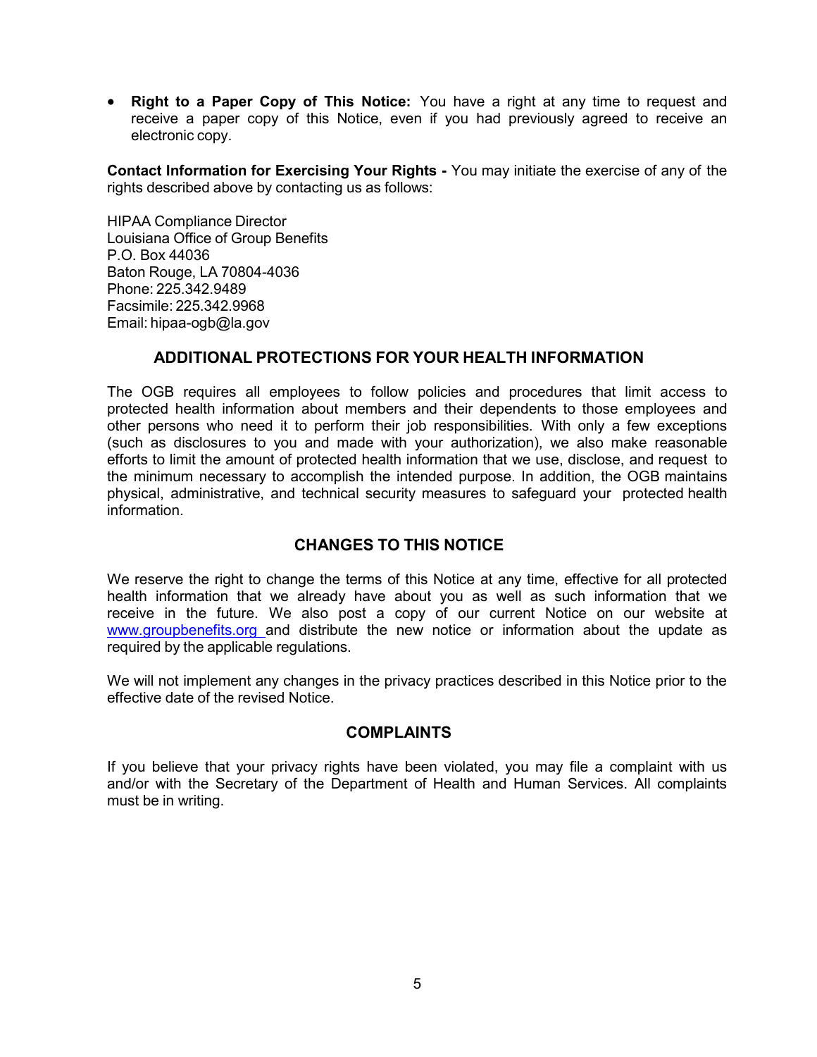- **Right to a Paper Copy of This Notice:** You have a right at any time to request and receive a paper copy of this Notice, even if you had previously agreed to receive an electronic copy.

**Contact Information for Exercising Your Rights -** You may initiate the exercise of any of the rights described above by contacting us as follows:

HIPAA Compliance Director
Louisiana Office of Group Benefits
P.O. Box 44036
Baton Rouge, LA 70804-4036
Phone: 225.342.9489
Facsimile: 225.342.9968
Email: hipaa-ogb@la.gov

## ADDITIONAL PROTECTIONS FOR YOUR HEALTH INFORMATION

The OGB requires all employees to follow policies and procedures that limit access to protected health information about members and their dependents to those employees and other persons who need it to perform their job responsibilities. With only a few exceptions (such as disclosures to you and made with your authorization), we also make reasonable efforts to limit the amount of protected health information that we use, disclose, and request to the minimum necessary to accomplish the intended purpose. In addition, the OGB maintains physical, administrative, and technical security measures to safeguard your protected health information.

## CHANGES TO THIS NOTICE

We reserve the right to change the terms of this Notice at any time, effective for all protected health information that we already have about you as well as such information that we receive in the future. We also post a copy of our current Notice on our website at www.groupbenefits.org and distribute the new notice or information about the update as required by the applicable regulations.

We will not implement any changes in the privacy practices described in this Notice prior to the effective date of the revised Notice.

## COMPLAINTS

If you believe that your privacy rights have been violated, you may file a complaint with us and/or with the Secretary of the Department of Health and Human Services. All complaints must be in writing.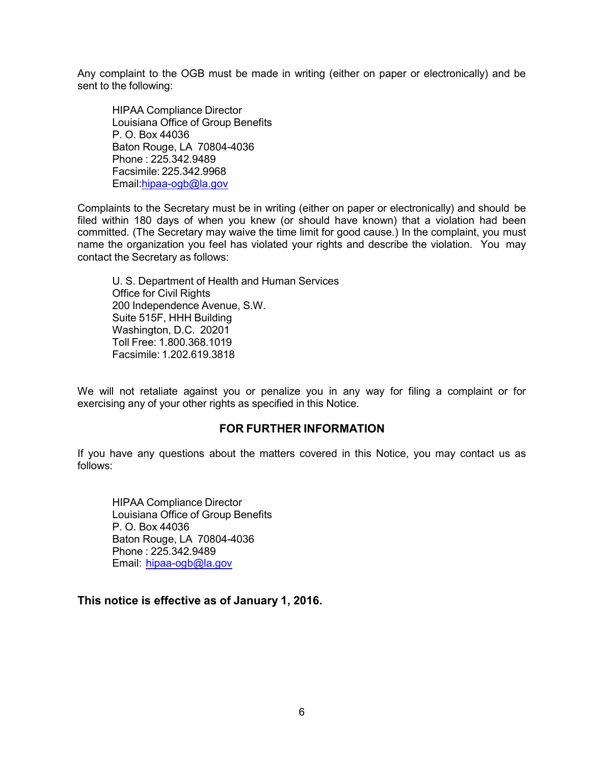Any complaint to the OGB must be made in writing (either on paper or electronically) and be sent to the following:

HIPAA Compliance Director
Louisiana Office of Group Benefits
P. O. Box 44036
Baton Rouge, LA 70804-4036
Phone : 225.342.9489
Facsimile: 225.342.9968
Email:hipaa-ogb@la.gov

Complaints to the Secretary must be in writing (either on paper or electronically) and should be filed within 180 days of when you knew (or should have known) that a violation had been committed. (The Secretary may waive the time limit for good cause.) In the complaint, you must name the organization you feel has violated your rights and describe the violation. You may contact the Secretary as follows:

U. S. Department of Health and Human Services
Office for Civil Rights
200 Independence Avenue, S.W.
Suite 515F, HHH Building
Washington, D.C. 20201
Toll Free: 1.800.368.1019
Facsimile: 1.202.619.3818

We will not retaliate against you or penalize you in any way for filing a complaint or for exercising any of your other rights as specified in this Notice.

## FOR FURTHER INFORMATION

If you have any questions about the matters covered in this Notice, you may contact us as follows:

HIPAA Compliance Director
Louisiana Office of Group Benefits
P. O. Box 44036
Baton Rouge, LA 70804-4036
Phone : 225.342.9489
Email: hipaa-ogb@la.gov

**This notice is effective as of January 1, 2016.**